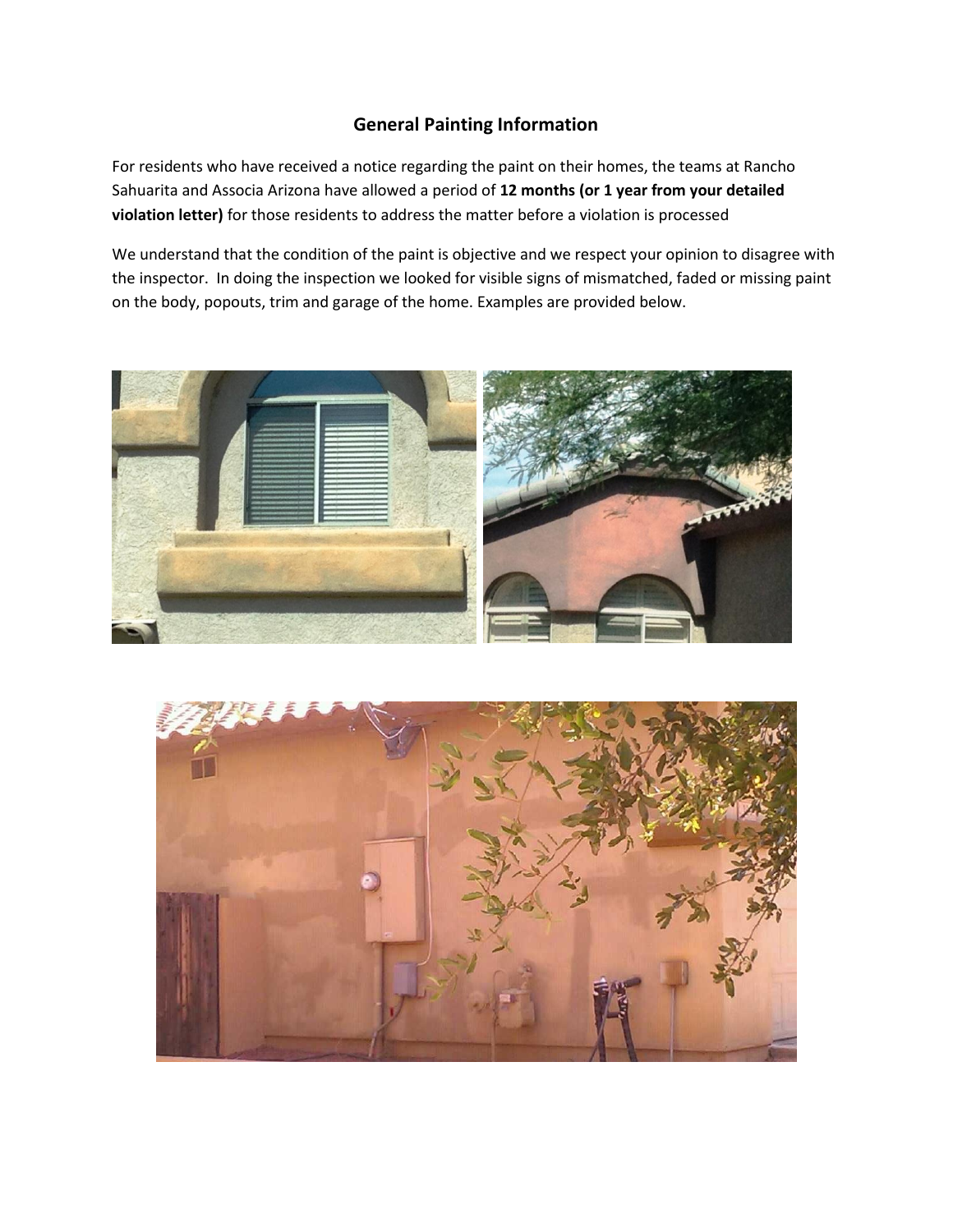## General Painting Information

For residents who have received a notice regarding the paint on their homes, the teams at Rancho Sahuarita and Associa Arizona have allowed a period of **12 months (or 1 year from your detailed violation letter)** for those residents to address the matter before a violation is processed

We understand that the condition of the paint is objective and we respect your opinion to disagree with the inspector. In doing the inspection we looked for visible signs of mismatched, faded or missing paint on the body, popouts, trim and garage of the home. Examples are provided below.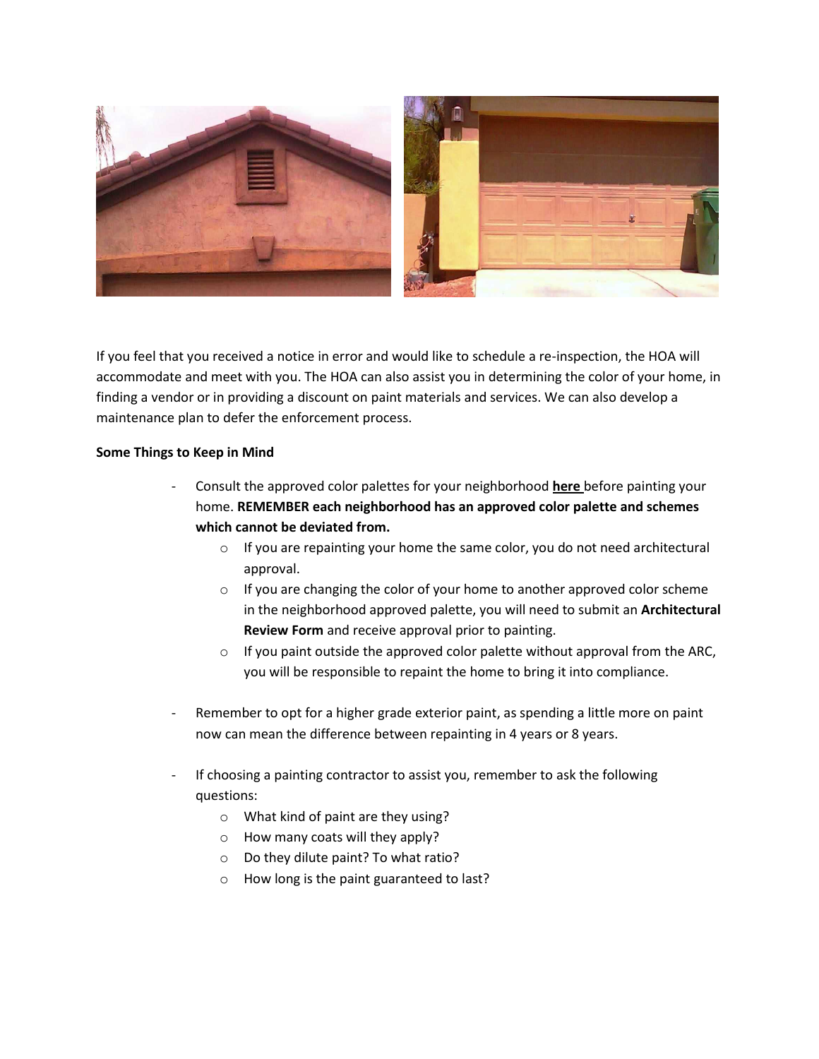If you feel that you received a notice in error and would like to schedule a re-inspection, the HOA will accommodate and meet with you. The HOA can also assist you in determining the color of your home, in finding a vendor or in providing a discount on paint materials and services. We can also develop a maintenance plan to defer the enforcement process.

**Some Things to Keep in Mind**

- Consult the approved color palettes for your neighborhood **here** before painting your home. **REMEMBER each neighborhood has an approved color palette and schemes which cannot be deviated from.**
  - If you are repainting your home the same color, you do not need architectural approval.
  - If you are changing the color of your home to another approved color scheme in the neighborhood approved palette, you will need to submit an **Architectural Review Form** and receive approval prior to painting.
  - If you paint outside the approved color palette without approval from the ARC, you will be responsible to repaint the home to bring it into compliance.

- Remember to opt for a higher grade exterior paint, as spending a little more on paint now can mean the difference between repainting in 4 years or 8 years.

- If choosing a painting contractor to assist you, remember to ask the following questions:
  - What kind of paint are they using?
  - How many coats will they apply?
  - Do they dilute paint? To what ratio?
  - How long is the paint guaranteed to last?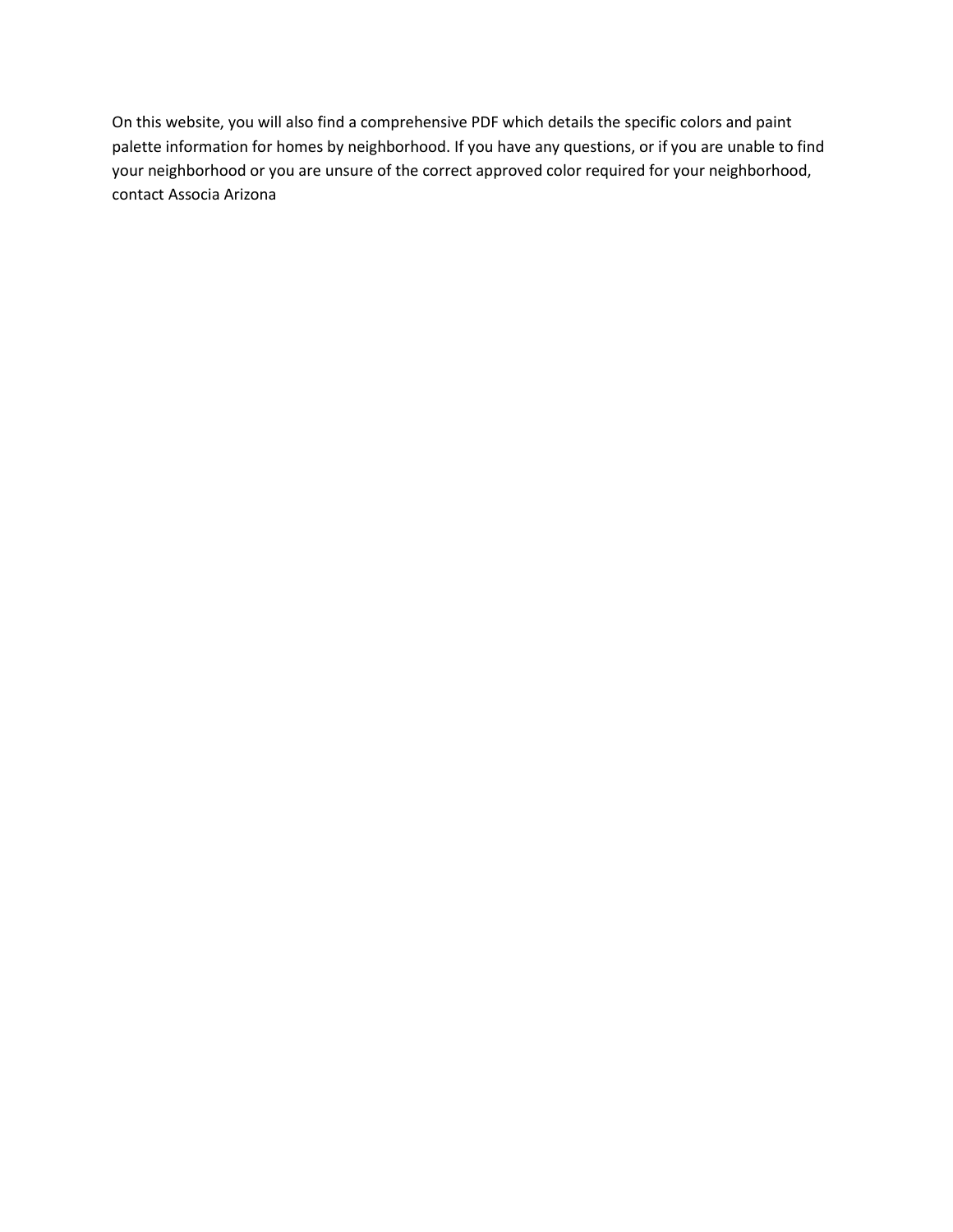On this website, you will also find a comprehensive PDF which details the specific colors and paint palette information for homes by neighborhood. If you have any questions, or if you are unable to find your neighborhood or you are unsure of the correct approved color required for your neighborhood, contact Associa Arizona